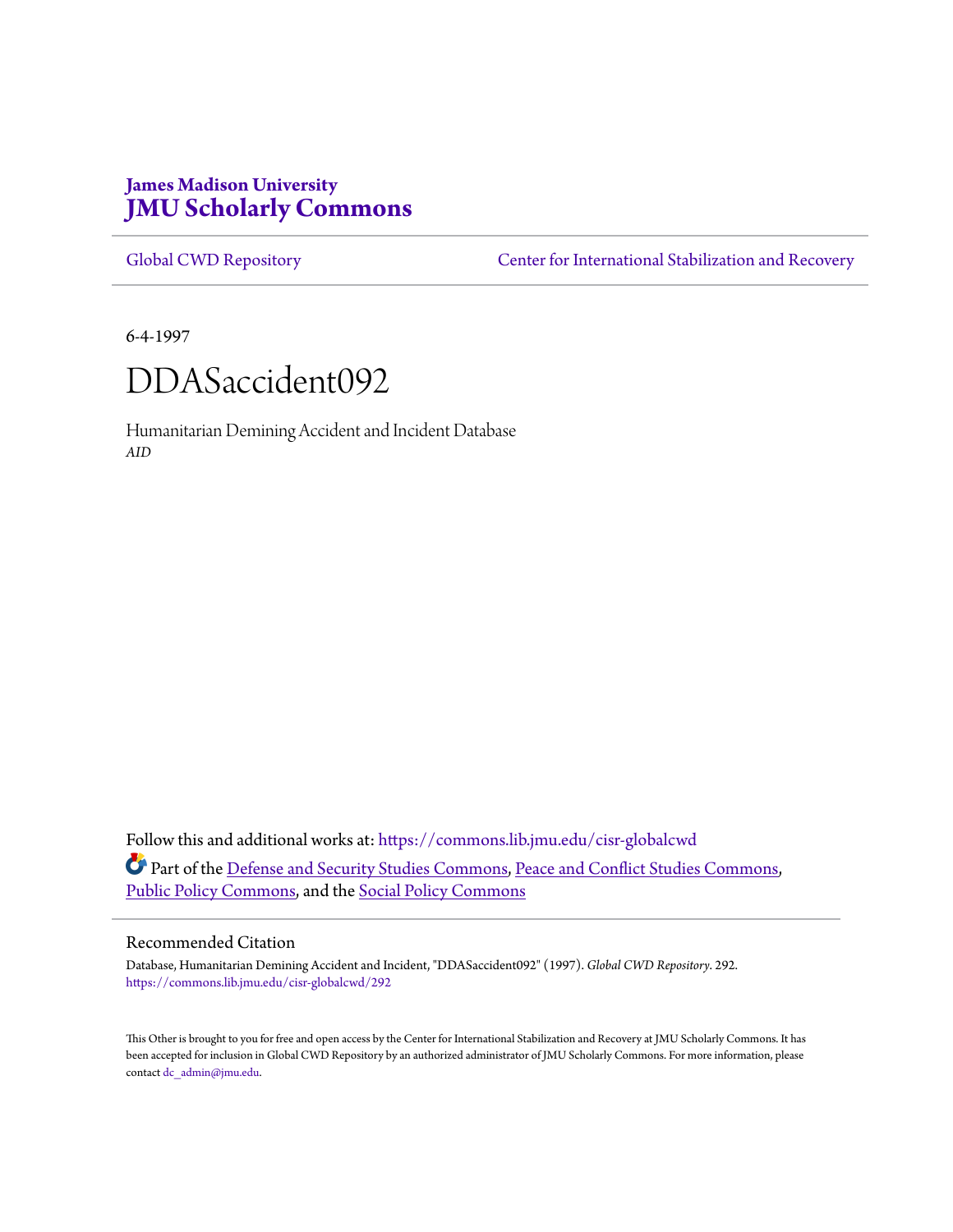**James Madison University**
# JMU Scholarly Commons

Global CWD Repository | Center for International Stabilization and Recovery

6-4-1997

# DDASaccident092

Humanitarian Demining Accident and Incident Database
*AID*

Follow this and additional works at: https://commons.lib.jmu.edu/cisr-globalcwd

Part of the Defense and Security Studies Commons, Peace and Conflict Studies Commons, Public Policy Commons, and the Social Policy Commons

## Recommended Citation

Database, Humanitarian Demining Accident and Incident, "DDASaccident092" (1997). *Global CWD Repository*. 292.
https://commons.lib.jmu.edu/cisr-globalcwd/292

This Other is brought to you for free and open access by the Center for International Stabilization and Recovery at JMU Scholarly Commons. It has been accepted for inclusion in Global CWD Repository by an authorized administrator of JMU Scholarly Commons. For more information, please contact dc_admin@jmu.edu.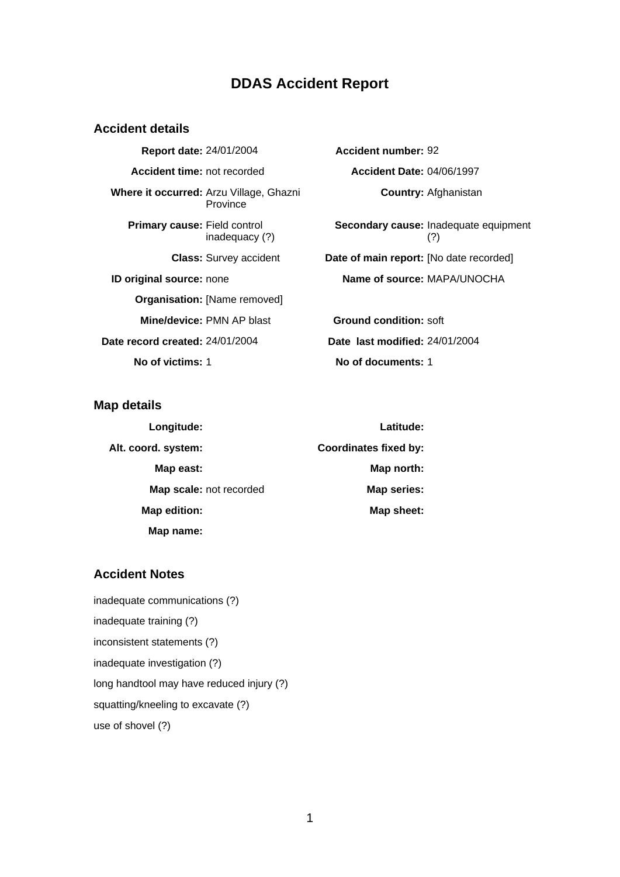# DDAS Accident Report

## Accident details

| | | | |
|---|---|---|---|
| **Report date:** | 24/01/2004 | **Accident number:** | 92 |
| **Accident time:** | not recorded | **Accident Date:** | 04/06/1997 |
| **Where it occurred:** | Arzu Village, Ghazni Province | **Country:** | Afghanistan |
| **Primary cause:** | Field control inadequacy (?) | **Secondary cause:** | Inadequate equipment (?) |
| **Class:** | Survey accident | **Date of main report:** | [No date recorded] |
| **ID original source:** | none | **Name of source:** | MAPA/UNOCHA |
| **Organisation:** | [Name removed] | | |
| **Mine/device:** | PMN AP blast | **Ground condition:** | soft |
| **Date record created:** | 24/01/2004 | **Date last modified:** | 24/01/2004 |
| **No of victims:** | 1 | **No of documents:** | 1 |

## Map details

| | | | |
|---|---|---|---|
| **Longitude:** | | **Latitude:** | |
| **Alt. coord. system:** | | **Coordinates fixed by:** | |
| **Map east:** | | **Map north:** | |
| **Map scale:** | not recorded | **Map series:** | |
| **Map edition:** | | **Map sheet:** | |
| **Map name:** | | | |

## Accident Notes

inadequate communications (?)

inadequate training (?)

inconsistent statements (?)

inadequate investigation (?)

long handtool may have reduced injury (?)

squatting/kneeling to excavate (?)

use of shovel (?)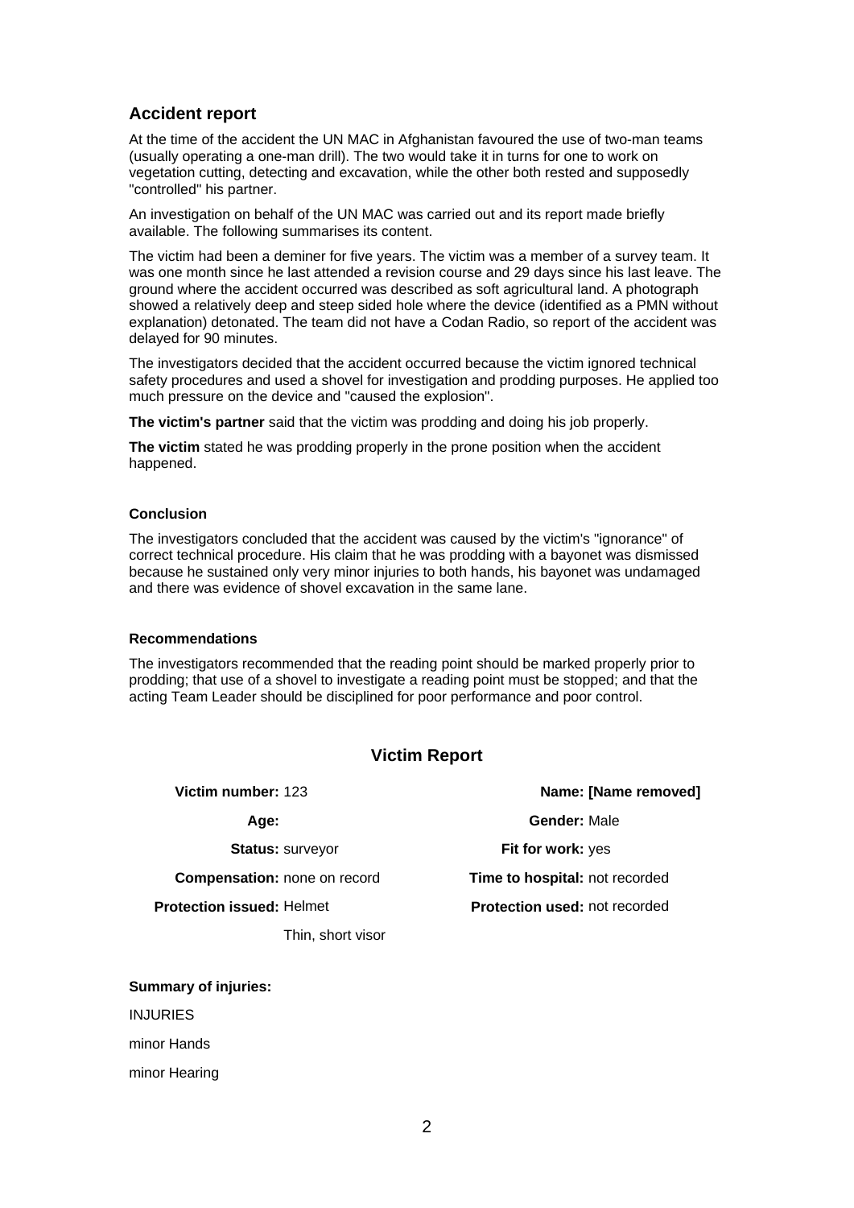## Accident report

At the time of the accident the UN MAC in Afghanistan favoured the use of two-man teams (usually operating a one-man drill). The two would take it in turns for one to work on vegetation cutting, detecting and excavation, while the other both rested and supposedly "controlled" his partner.

An investigation on behalf of the UN MAC was carried out and its report made briefly available. The following summarises its content.

The victim had been a deminer for five years. The victim was a member of a survey team. It was one month since he last attended a revision course and 29 days since his last leave. The ground where the accident occurred was described as soft agricultural land. A photograph showed a relatively deep and steep sided hole where the device (identified as a PMN without explanation) detonated. The team did not have a Codan Radio, so report of the accident was delayed for 90 minutes.

The investigators decided that the accident occurred because the victim ignored technical safety procedures and used a shovel for investigation and prodding purposes. He applied too much pressure on the device and "caused the explosion".

**The victim's partner** said that the victim was prodding and doing his job properly.

**The victim** stated he was prodding properly in the prone position when the accident happened.

#### Conclusion

The investigators concluded that the accident was caused by the victim's "ignorance" of correct technical procedure. His claim that he was prodding with a bayonet was dismissed because he sustained only very minor injuries to both hands, his bayonet was undamaged and there was evidence of shovel excavation in the same lane.

#### Recommendations

The investigators recommended that the reading point should be marked properly prior to prodding; that use of a shovel to investigate a reading point must be stopped; and that the acting Team Leader should be disciplined for poor performance and poor control.

## Victim Report

**Victim number:** 123

**Name:** [Name removed]

**Age:**

**Gender:** Male

**Status:** surveyor

**Fit for work:** yes

**Compensation:** none on record

**Time to hospital:** not recorded

**Protection issued:** Helmet
Thin, short visor

**Protection used:** not recorded

**Summary of injuries:**

INJURIES

minor Hands

minor Hearing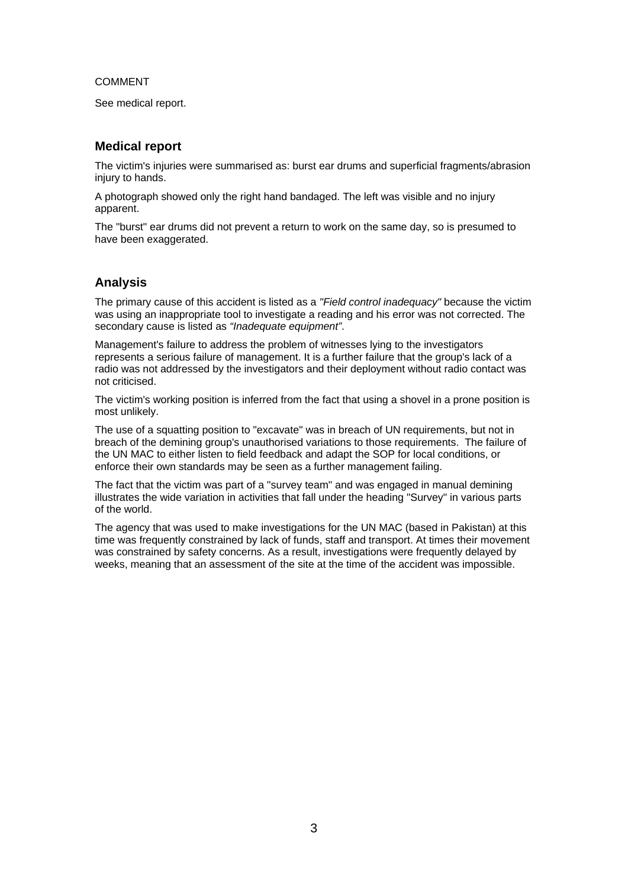COMMENT

See medical report.

## Medical report

The victim's injuries were summarised as: burst ear drums and superficial fragments/abrasion injury to hands.

A photograph showed only the right hand bandaged. The left was visible and no injury apparent.

The "burst" ear drums did not prevent a return to work on the same day, so is presumed to have been exaggerated.

## Analysis

The primary cause of this accident is listed as a *"Field control inadequacy"* because the victim was using an inappropriate tool to investigate a reading and his error was not corrected. The secondary cause is listed as *"Inadequate equipment"*.

Management's failure to address the problem of witnesses lying to the investigators represents a serious failure of management. It is a further failure that the group's lack of a radio was not addressed by the investigators and their deployment without radio contact was not criticised.

The victim's working position is inferred from the fact that using a shovel in a prone position is most unlikely.

The use of a squatting position to "excavate" was in breach of UN requirements, but not in breach of the demining group's unauthorised variations to those requirements. The failure of the UN MAC to either listen to field feedback and adapt the SOP for local conditions, or enforce their own standards may be seen as a further management failing.

The fact that the victim was part of a "survey team" and was engaged in manual demining illustrates the wide variation in activities that fall under the heading "Survey" in various parts of the world.

The agency that was used to make investigations for the UN MAC (based in Pakistan) at this time was frequently constrained by lack of funds, staff and transport. At times their movement was constrained by safety concerns. As a result, investigations were frequently delayed by weeks, meaning that an assessment of the site at the time of the accident was impossible.